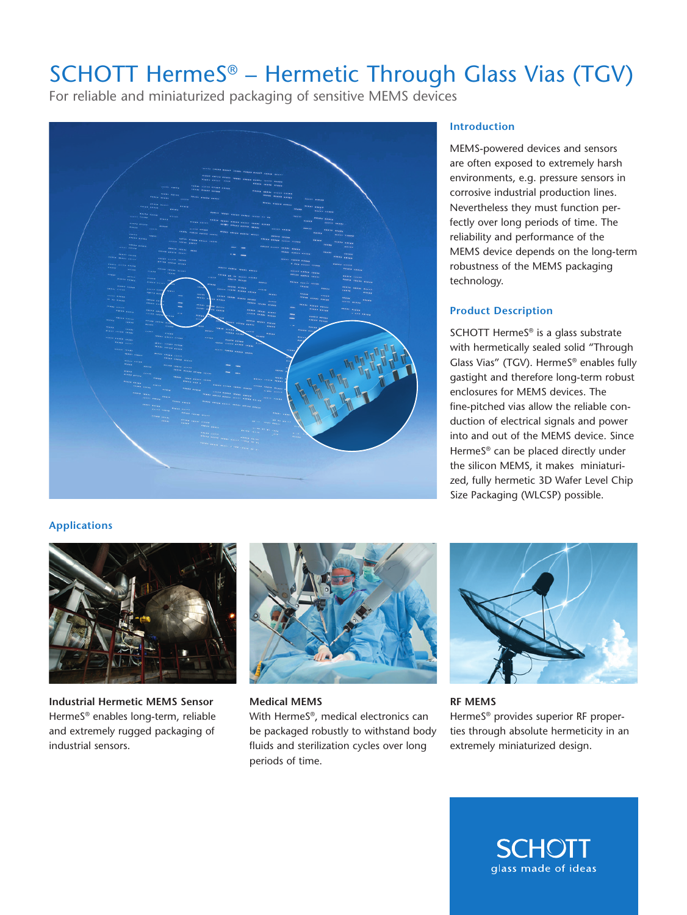# SCHOTT HermeS® – Hermetic Through Glass Vias (TGV)

For reliable and miniaturized packaging of sensitive MEMS devices

## Introduction

MEMS-powered devices and sensors are often exposed to extremely harsh environments, e.g. pressure sensors in corrosive industrial production lines. Nevertheless they must function perfectly over long periods of time. The reliability and performance of the MEMS device depends on the long-term robustness of the MEMS packaging technology.

## Product Description

SCHOTT HermeS® is a glass substrate with hermetically sealed solid "Through Glass Vias" (TGV). HermeS® enables fully gastight and therefore long-term robust enclosures for MEMS devices. The fine-pitched vias allow the reliable conduction of electrical signals and power into and out of the MEMS device. Since HermeS® can be placed directly under the silicon MEMS, it makes miniaturized, fully hermetic 3D Wafer Level Chip Size Packaging (WLCSP) possible.

## Applications

**Industrial Hermetic MEMS Sensor**
HermeS® enables long-term, reliable and extremely rugged packaging of industrial sensors.

**Medical MEMS**
With HermeS®, medical electronics can be packaged robustly to withstand body fluids and sterilization cycles over long periods of time.

**RF MEMS**
HermeS® provides superior RF properties through absolute hermeticity in an extremely miniaturized design.

SCHOTT
glass made of ideas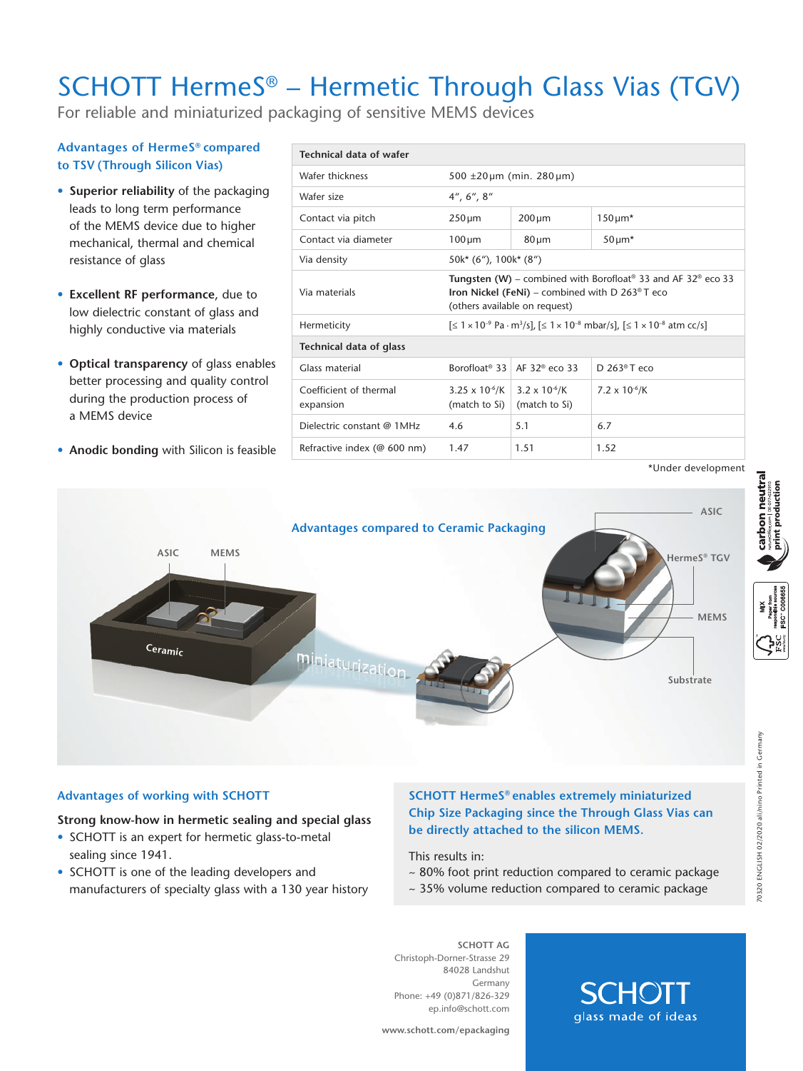# SCHOTT HermeS® – Hermetic Through Glass Vias (TGV)

For reliable and miniaturized packaging of sensitive MEMS devices

### Advantages of HermeS® compared to TSV (Through Silicon Vias)

- **Superior reliability** of the packaging leads to long term performance of the MEMS device due to higher mechanical, thermal and chemical resistance of glass
- **Excellent RF performance**, due to low dielectric constant of glass and highly conductive via materials
- **Optical transparency** of glass enables better processing and quality control during the production process of a MEMS device
- **Anodic bonding** with Silicon is feasible

| Technical data of wafer | | | |
|---|---|---|---|
| Wafer thickness | 500 ±20 µm (min. 280 µm) | | |
| Wafer size | 4", 6", 8" | | |
| Contact via pitch | 250 µm | 200 µm | 150 µm* |
| Contact via diameter | 100 µm | 80 µm | 50 µm* |
| Via density | 50k* (6"), 100k* (8") | | |
| Via materials | **Tungsten (W)** – combined with Borofloat® 33 and AF 32® eco 33<br>**Iron Nickel (FeNi)** – combined with D 263® T eco<br>(others available on request) | | |
| Hermeticity | [$\leq 1 \times 10^{-9}$ Pa · m³/s], [$\leq 1 \times 10^{-8}$ mbar/s], [$\leq 1 \times 10^{-8}$ atm cc/s] | | |
| **Technical data of glass** | | | |
| Glass material | Borofloat® 33 | AF 32® eco 33 | D 263® T eco |
| Coefficient of thermal expansion | $3.25 \times 10^{-6}$/K (match to Si) | $3.2 \times 10^{-6}$/K (match to Si) | $7.2 \times 10^{-6}$/K |
| Dielectric constant @ 1MHz | 4.6 | 5.1 | 6.7 |
| Refractive index (@ 600 nm) | 1.47 | 1.51 | 1.52 |

*Under development

Advantages compared to Ceramic Packaging

ASIC
MEMS
Ceramic
miniaturization
ASIC
HermeS® TGV
MEMS
Substrate

### Advantages of working with SCHOTT

**Strong know-how in hermetic sealing and special glass**

- SCHOTT is an expert for hermetic glass-to-metal sealing since 1941.
- SCHOTT is one of the leading developers and manufacturers of specialty glass with a 130 year history

### SCHOTT HermeS® enables extremely miniaturized Chip Size Packaging since the Through Glass Vias can be directly attached to the silicon MEMS.

This results in:
- ~ 80% foot print reduction compared to ceramic package
- ~ 35% volume reduction compared to ceramic package

**SCHOTT AG**
Christoph-Dorner-Strasse 29
84028 Landshut
Germany
Phone: +49 (0)871/826-329
ep.info@schott.com

www.schott.com/epackaging

SCHOTT
glass made of ideas

70320 ENGLISH 02/2020 ali/nino Printed in Germany